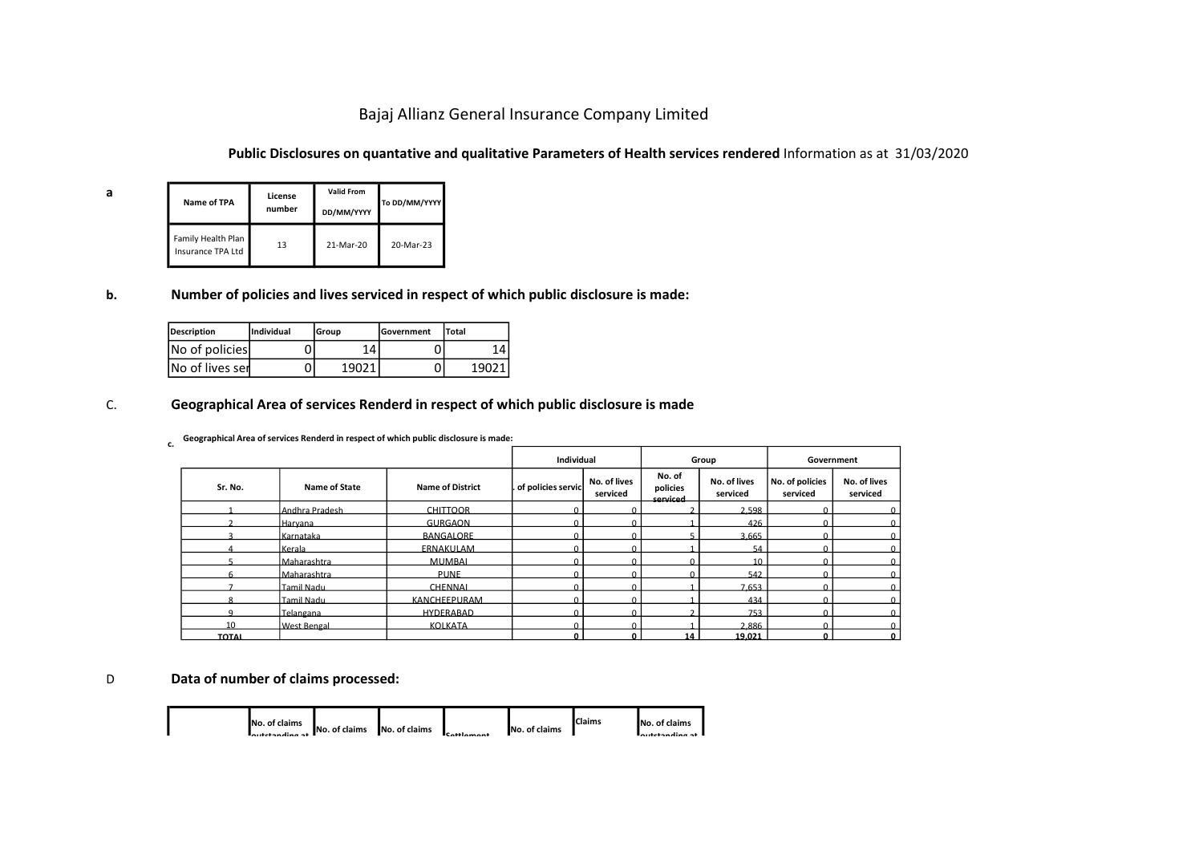# Bajaj Allianz General Insurance Company Limited

**Public Disclosures on quantative and qualitative Parameters of Health services rendered** Information as at 31/03/2020

**a**

| Name of TPA | License number | Valid From DD/MM/YYYY | To DD/MM/YYYY |
|---|---|---|---|
| Family Health Plan Insurance TPA Ltd | 13 | 21-Mar-20 | 20-Mar-23 |

## b. Number of policies and lives serviced in respect of which public disclosure is made:

| Description | Individual | Group | Government | Total |
|---|---|---|---|---|
| No of policies | 0 | 14 | 0 | 14 |
| No of lives ser | 0 | 19021 | 0 | 19021 |

## C. Geographical Area of services Renderd in respect of which public disclosure is made

**c. Geographical Area of services Renderd in respect of which public disclosure is made:**

| Sr. No. | Name of State | Name of District | Individual | | Group | | Government | |
|---|---|---|---|---|---|---|---|---|
| | | | . of policies servic | No. of lives serviced | No. of policies serviced | No. of lives serviced | No. of policies serviced | No. of lives serviced |
| 1 | Andhra Pradesh | CHITTOOR | 0 | 0 | 2 | 2,598 | 0 | 0 |
| 2 | Haryana | GURGAON | 0 | 0 | 1 | 426 | 0 | 0 |
| 3 | Karnataka | BANGALORE | 0 | 0 | 5 | 3,665 | 0 | 0 |
| 4 | Kerala | ERNAKULAM | 0 | 0 | 1 | 54 | 0 | 0 |
| 5 | Maharashtra | MUMBAI | 0 | 0 | 0 | 10 | 0 | 0 |
| 6 | Maharashtra | PUNE | 0 | 0 | 0 | 542 | 0 | 0 |
| 7 | Tamil Nadu | CHENNAI | 0 | 0 | 1 | 7,653 | 0 | 0 |
| 8 | Tamil Nadu | KANCHEEPURAM | 0 | 0 | 1 | 434 | 0 | 0 |
| 9 | Telangana | HYDERABAD | 0 | 0 | 2 | 753 | 0 | 0 |
| 10 | West Bengal | KOLKATA | 0 | 0 | 1 | 2,886 | 0 | 0 |
| **TOTAL** | | | **0** | **0** | **14** | **19,021** | **0** | **0** |

## D Data of number of claims processed:

| | No. of claims outstanding at | No. of claims | No. of claims | Settlement | No. of claims | Claims | No. of claims outstanding at |
|---|---|---|---|---|---|---|---|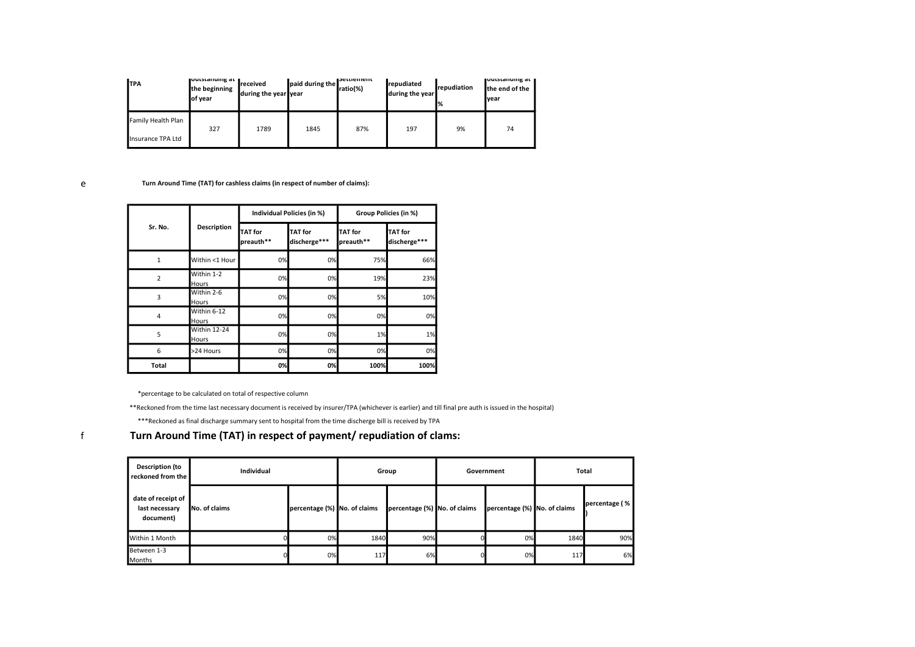| TPA | outstanding at the beginning of year | received during the year | paid during the year | Settlement ratio(%) | repudiated during the year | repudiation % | outstanding at the end of the year |
|---|---|---|---|---|---|---|---|
| Family Health Plan Insurance TPA Ltd | 327 | 1789 | 1845 | 87% | 197 | 9% | 74 |

e **Turn Around Time (TAT) for cashless claims (in respect of number of claims):**

| Sr. No. | Description | Individual Policies (in %) | | Group Policies (in %) | |
|---|---|---|---|---|---|
| | | TAT for preauth** | TAT for discherge*** | TAT for preauth** | TAT for discherge*** |
| 1 | Within <1 Hour | 0% | 0% | 75% | 66% |
| 2 | Within 1-2 Hours | 0% | 0% | 19% | 23% |
| 3 | Within 2-6 Hours | 0% | 0% | 5% | 10% |
| 4 | Within 6-12 Hours | 0% | 0% | 0% | 0% |
| 5 | Within 12-24 Hours | 0% | 0% | 1% | 1% |
| 6 | >24 Hours | 0% | 0% | 0% | 0% |
| Total | | 0% | 0% | 100% | 100% |

*percentage to be calculated on total of respective column

**Reckoned from the time last necessary document is received by insurer/TPA (whichever is earlier) and till final pre auth is issued in the hospital)

***Reckoned as final discharge summary sent to hospital from the time discherge bill is received by TPA

## f Turn Around Time (TAT) in respect of payment/ repudiation of clams:

| Description (to reckoned from the date of receipt of last necessary document) | Individual | | Group | | Government | | Total | |
|---|---|---|---|---|---|---|---|---|
| | No. of claims | percentage (%) | No. of claims | percentage (%) | No. of claims | percentage (%) | No. of claims | percentage (%) |
| Within 1 Month | 0 | 0% | 1840 | 90% | 0 | 0% | 1840 | 90% |
| Between 1-3 Months | 0 | 0% | 117 | 6% | 0 | 0% | 117 | 6% |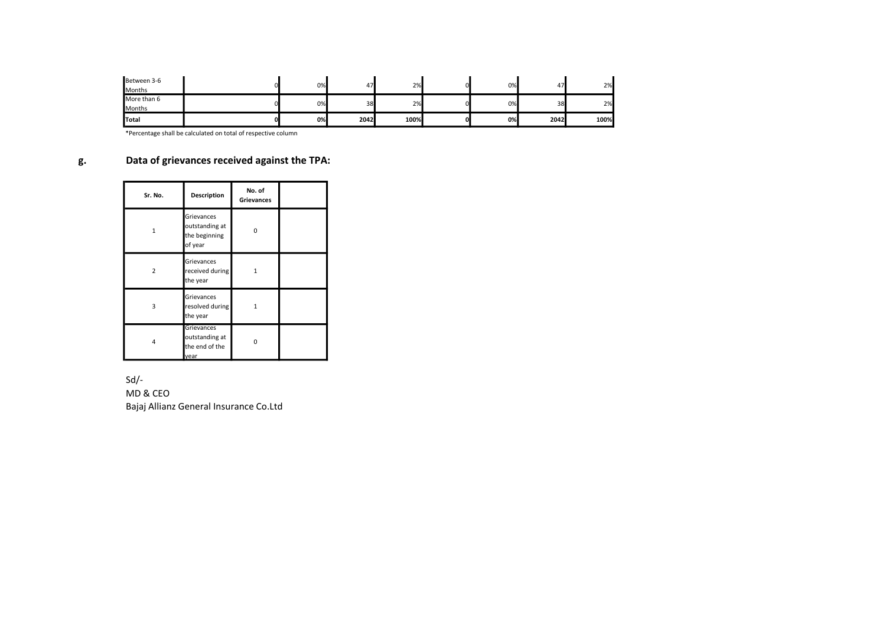| | | | | | | | | |
|---|---|---|---|---|---|---|---|---|
| Between 3-6 Months | 0 | 0% | 47 | 2% | 0 | 0% | 47 | 2% |
| More than 6 Months | 0 | 0% | 38 | 2% | 0 | 0% | 38 | 2% |
| **Total** | **0** | **0%** | **2042** | **100%** | **0** | **0%** | **2042** | **100%** |

*Percentage shall be calculated on total of respective column

## g. Data of grievances received against the TPA:

| Sr. No. | Description | No. of Grievances | |
|---|---|---|---|
| 1 | Grievances outstanding at the beginning of year | 0 | |
| 2 | Grievances received during the year | 1 | |
| 3 | Grievances resolved during the year | 1 | |
| 4 | Grievances outstanding at the end of the year | 0 | |

Sd/-
MD & CEO
Bajaj Allianz General Insurance Co.Ltd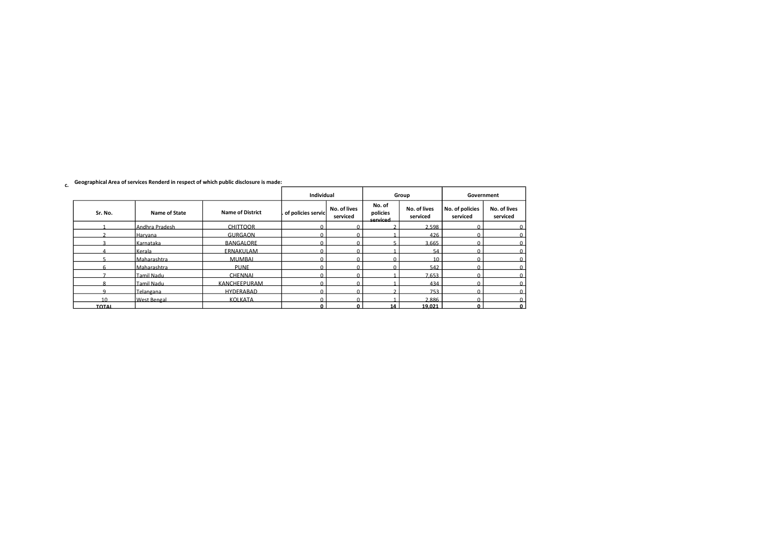c. **Geographical Area of services Renderd in respect of which public disclosure is made:**

| Sr. No. | Name of State | Name of District | Individual | | Group | | Government | |
|---|---|---|---|---|---|---|---|---|
| | | | . of policies servic | No. of lives serviced | No. of policies serviced | No. of lives serviced | No. of policies serviced | No. of lives serviced |
| 1 | Andhra Pradesh | CHITTOOR | 0 | 0 | 2 | 2,598 | 0 | 0 |
| 2 | Haryana | GURGAON | 0 | 0 | 1 | 426 | 0 | 0 |
| 3 | Karnataka | BANGALORE | 0 | 0 | 5 | 3,665 | 0 | 0 |
| 4 | Kerala | ERNAKULAM | 0 | 0 | 1 | 54 | 0 | 0 |
| 5 | Maharashtra | MUMBAI | 0 | 0 | 0 | 10 | 0 | 0 |
| 6 | Maharashtra | PUNE | 0 | 0 | 0 | 542 | 0 | 0 |
| 7 | Tamil Nadu | CHENNAI | 0 | 0 | 1 | 7,653 | 0 | 0 |
| 8 | Tamil Nadu | KANCHEEPURAM | 0 | 0 | 1 | 434 | 0 | 0 |
| 9 | Telangana | HYDERABAD | 0 | 0 | 2 | 753 | 0 | 0 |
| 10 | West Bengal | KOLKATA | 0 | 0 | 1 | 2,886 | 0 | 0 |
| **TOTAL** | | | **0** | **0** | **14** | **19,021** | **0** | **0** |